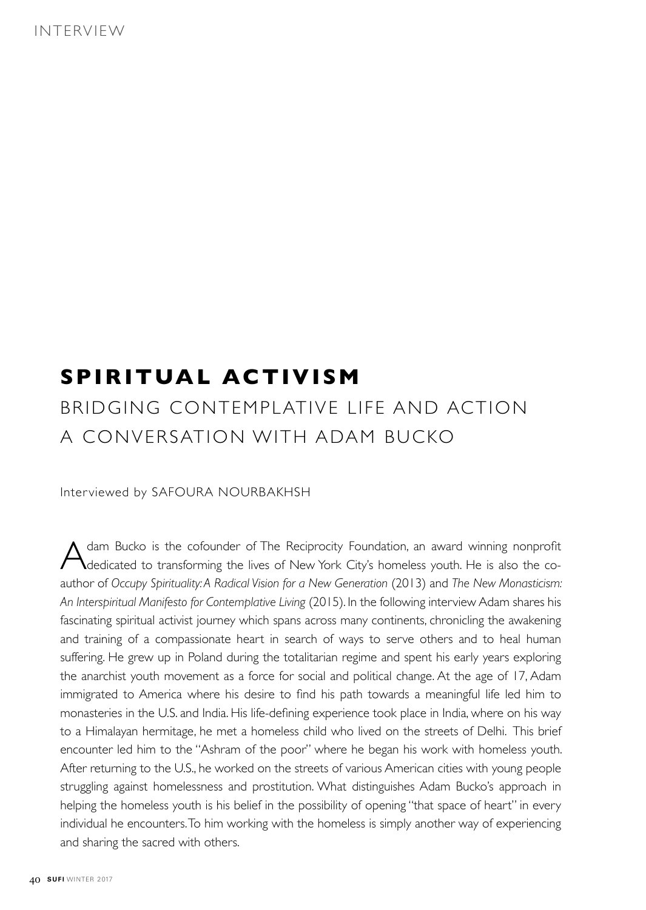# SPIRITUAL ACTIVISM

## BRIDGING CONTEMPLATIVE LIFE AND ACTION
## A CONVERSATION WITH ADAM BUCKO

Interviewed by SAFOURA NOURBAKHSH

Adam Bucko is the cofounder of The Reciprocity Foundation, an award winning nonprofit dedicated to transforming the lives of New York City's homeless youth. He is also the co-author of *Occupy Spirituality: A Radical Vision for a New Generation* (2013) and *The New Monasticism: An Interspiritual Manifesto for Contemplative Living* (2015). In the following interview Adam shares his fascinating spiritual activist journey which spans across many continents, chronicling the awakening and training of a compassionate heart in search of ways to serve others and to heal human suffering. He grew up in Poland during the totalitarian regime and spent his early years exploring the anarchist youth movement as a force for social and political change. At the age of 17, Adam immigrated to America where his desire to find his path towards a meaningful life led him to monasteries in the U.S. and India. His life-defining experience took place in India, where on his way to a Himalayan hermitage, he met a homeless child who lived on the streets of Delhi. This brief encounter led him to the "Ashram of the poor" where he began his work with homeless youth. After returning to the U.S., he worked on the streets of various American cities with young people struggling against homelessness and prostitution. What distinguishes Adam Bucko's approach in helping the homeless youth is his belief in the possibility of opening "that space of heart" in every individual he encounters. To him working with the homeless is simply another way of experiencing and sharing the sacred with others.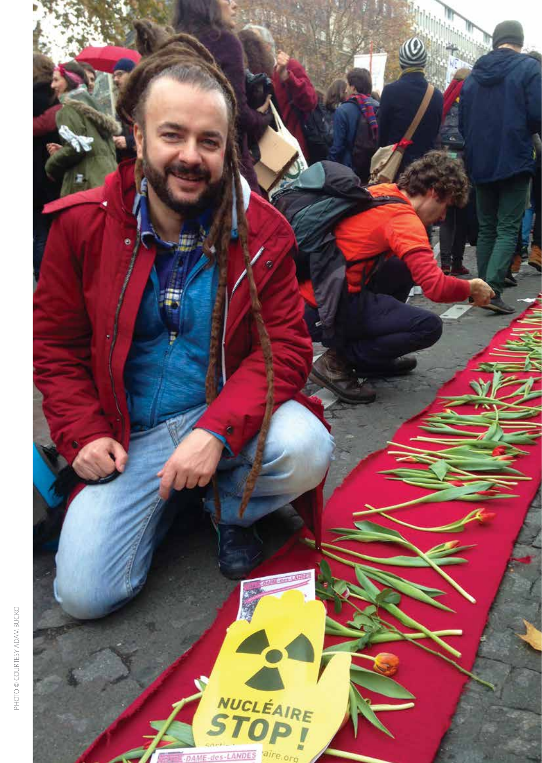PHOTO © COURTESY ADAM BUCKO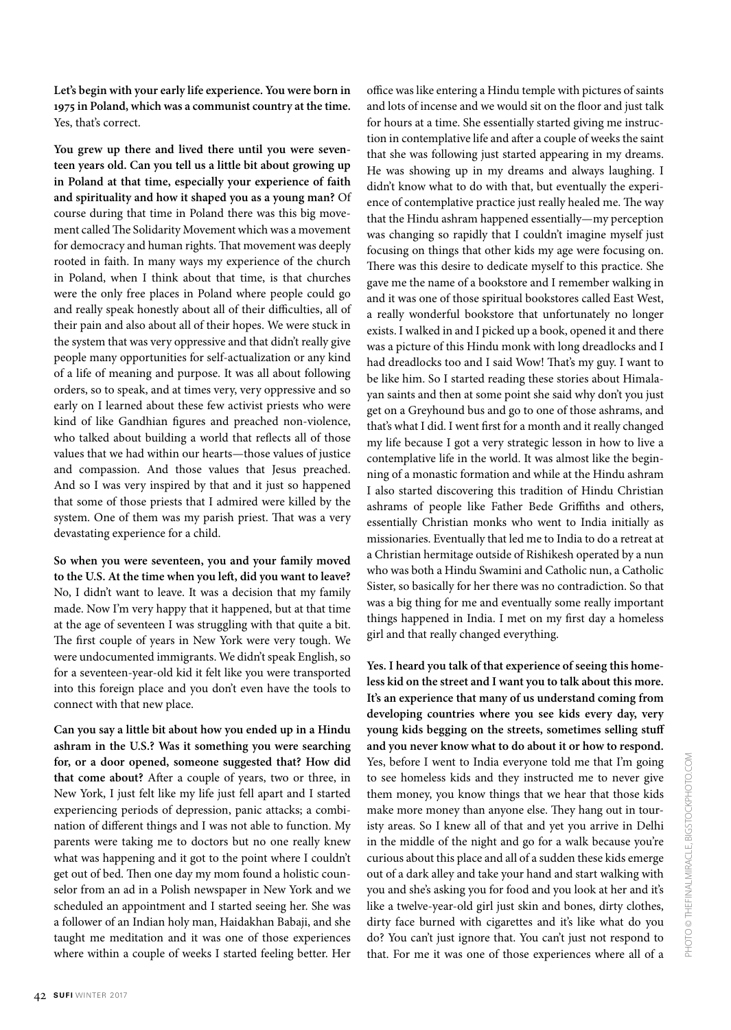**Let's begin with your early life experience. You were born in 1975 in Poland, which was a communist country at the time.** Yes, that's correct.

**You grew up there and lived there until you were seventeen years old. Can you tell us a little bit about growing up in Poland at that time, especially your experience of faith and spirituality and how it shaped you as a young man?** Of course during that time in Poland there was this big movement called The Solidarity Movement which was a movement for democracy and human rights. That movement was deeply rooted in faith. In many ways my experience of the church in Poland, when I think about that time, is that churches were the only free places in Poland where people could go and really speak honestly about all of their difficulties, all of their pain and also about all of their hopes. We were stuck in the system that was very oppressive and that didn't really give people many opportunities for self-actualization or any kind of a life of meaning and purpose. It was all about following orders, so to speak, and at times very, very oppressive and so early on I learned about these few activist priests who were kind of like Gandhian figures and preached non-violence, who talked about building a world that reflects all of those values that we had within our hearts—those values of justice and compassion. And those values that Jesus preached. And so I was very inspired by that and it just so happened that some of those priests that I admired were killed by the system. One of them was my parish priest. That was a very devastating experience for a child.

**So when you were seventeen, you and your family moved to the U.S. At the time when you left, did you want to leave?** No, I didn't want to leave. It was a decision that my family made. Now I'm very happy that it happened, but at that time at the age of seventeen I was struggling with that quite a bit. The first couple of years in New York were very tough. We were undocumented immigrants. We didn't speak English, so for a seventeen-year-old kid it felt like you were transported into this foreign place and you don't even have the tools to connect with that new place.

**Can you say a little bit about how you ended up in a Hindu ashram in the U.S.? Was it something you were searching for, or a door opened, someone suggested that? How did that come about?** After a couple of years, two or three, in New York, I just felt like my life just fell apart and I started experiencing periods of depression, panic attacks; a combination of different things and I was not able to function. My parents were taking me to doctors but no one really knew what was happening and it got to the point where I couldn't get out of bed. Then one day my mom found a holistic counselor from an ad in a Polish newspaper in New York and we scheduled an appointment and I started seeing her. She was a follower of an Indian holy man, Haidakhan Babaji, and she taught me meditation and it was one of those experiences where within a couple of weeks I started feeling better. Her office was like entering a Hindu temple with pictures of saints and lots of incense and we would sit on the floor and just talk for hours at a time. She essentially started giving me instruction in contemplative life and after a couple of weeks the saint that she was following just started appearing in my dreams. He was showing up in my dreams and always laughing. I didn't know what to do with that, but eventually the experience of contemplative practice just really healed me. The way that the Hindu ashram happened essentially—my perception was changing so rapidly that I couldn't imagine myself just focusing on things that other kids my age were focusing on. There was this desire to dedicate myself to this practice. She gave me the name of a bookstore and I remember walking in and it was one of those spiritual bookstores called East West, a really wonderful bookstore that unfortunately no longer exists. I walked in and I picked up a book, opened it and there was a picture of this Hindu monk with long dreadlocks and I had dreadlocks too and I said Wow! That's my guy. I want to be like him. So I started reading these stories about Himalayan saints and then at some point she said why don't you just get on a Greyhound bus and go to one of those ashrams, and that's what I did. I went first for a month and it really changed my life because I got a very strategic lesson in how to live a contemplative life in the world. It was almost like the beginning of a monastic formation and while at the Hindu ashram I also started discovering this tradition of Hindu Christian ashrams of people like Father Bede Griffiths and others, essentially Christian monks who went to India initially as missionaries. Eventually that led me to India to do a retreat at a Christian hermitage outside of Rishikesh operated by a nun who was both a Hindu Swamini and Catholic nun, a Catholic Sister, so basically for her there was no contradiction. So that was a big thing for me and eventually some really important things happened in India. I met on my first day a homeless girl and that really changed everything.

**Yes. I heard you talk of that experience of seeing this homeless kid on the street and I want you to talk about this more. It's an experience that many of us understand coming from developing countries where you see kids every day, very young kids begging on the streets, sometimes selling stuff and you never know what to do about it or how to respond.** Yes, before I went to India everyone told me that I'm going to see homeless kids and they instructed me to never give them money, you know things that we hear that those kids make more money than anyone else. They hang out in touristy areas. So I knew all of that and yet you arrive in Delhi in the middle of the night and go for a walk because you're curious about this place and all of a sudden these kids emerge out of a dark alley and take your hand and start walking with you and she's asking you for food and you look at her and it's like a twelve-year-old girl just skin and bones, dirty clothes, dirty face burned with cigarettes and it's like what do you do? You can't just ignore that. You can't just not respond to that. For me it was one of those experiences where all of a

PHOTO © THEFINALMIRACLE, BIGSTOCKPHOTO.COM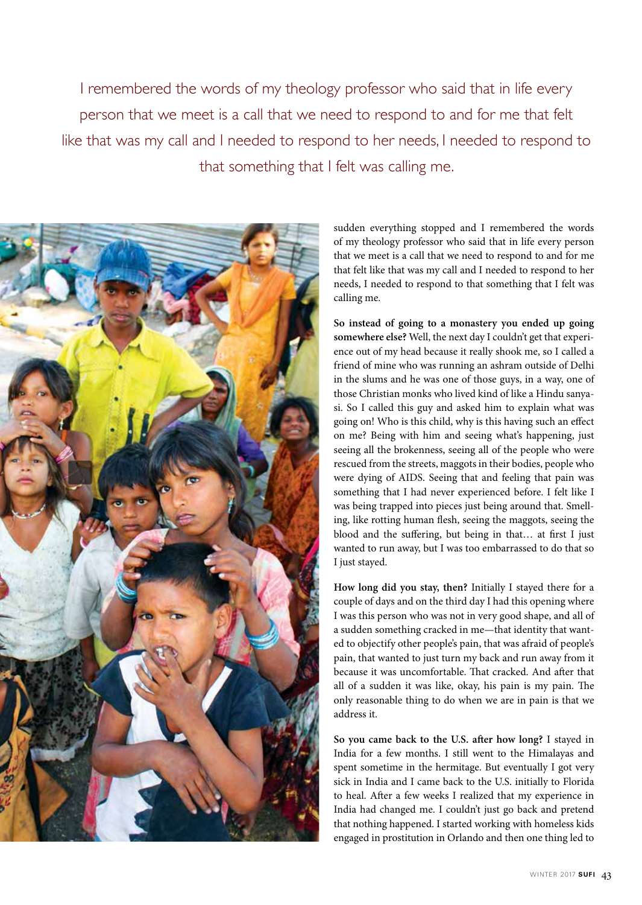I remembered the words of my theology professor who said that in life every person that we meet is a call that we need to respond to and for me that felt like that was my call and I needed to respond to her needs, I needed to respond to that something that I felt was calling me.

sudden everything stopped and I remembered the words of my theology professor who said that in life every person that we meet is a call that we need to respond to and for me that felt like that was my call and I needed to respond to her needs, I needed to respond to that something that I felt was calling me.

**So instead of going to a monastery you ended up going somewhere else?** Well, the next day I couldn't get that experience out of my head because it really shook me, so I called a friend of mine who was running an ashram outside of Delhi in the slums and he was one of those guys, in a way, one of those Christian monks who lived kind of like a Hindu sanyasi. So I called this guy and asked him to explain what was going on! Who is this child, why is this having such an effect on me? Being with him and seeing what's happening, just seeing all the brokenness, seeing all of the people who were rescued from the streets, maggots in their bodies, people who were dying of AIDS. Seeing that and feeling that pain was something that I had never experienced before. I felt like I was being trapped into pieces just being around that. Smelling, like rotting human flesh, seeing the maggots, seeing the blood and the suffering, but being in that… at first I just wanted to run away, but I was too embarrassed to do that so I just stayed.

**How long did you stay, then?** Initially I stayed there for a couple of days and on the third day I had this opening where I was this person who was not in very good shape, and all of a sudden something cracked in me—that identity that wanted to objectify other people's pain, that was afraid of people's pain, that wanted to just turn my back and run away from it because it was uncomfortable. That cracked. And after that all of a sudden it was like, okay, his pain is my pain. The only reasonable thing to do when we are in pain is that we address it.

**So you came back to the U.S. after how long?** I stayed in India for a few months. I still went to the Himalayas and spent sometime in the hermitage. But eventually I got very sick in India and I came back to the U.S. initially to Florida to heal. After a few weeks I realized that my experience in India had changed me. I couldn't just go back and pretend that nothing happened. I started working with homeless kids engaged in prostitution in Orlando and then one thing led to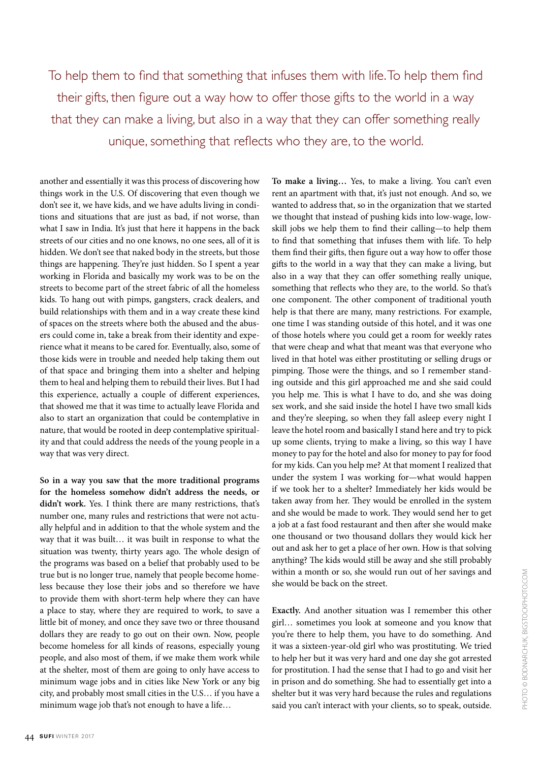To help them to find that something that infuses them with life. To help them find their gifts, then figure out a way how to offer those gifts to the world in a way that they can make a living, but also in a way that they can offer something really unique, something that reflects who they are, to the world.

another and essentially it was this process of discovering how things work in the U.S. Of discovering that even though we don't see it, we have kids, and we have adults living in conditions and situations that are just as bad, if not worse, than what I saw in India. It's just that here it happens in the back streets of our cities and no one knows, no one sees, all of it is hidden. We don't see that naked body in the streets, but those things are happening. They're just hidden. So I spent a year working in Florida and basically my work was to be on the streets to become part of the street fabric of all the homeless kids. To hang out with pimps, gangsters, crack dealers, and build relationships with them and in a way create these kind of spaces on the streets where both the abused and the abusers could come in, take a break from their identity and experience what it means to be cared for. Eventually, also, some of those kids were in trouble and needed help taking them out of that space and bringing them into a shelter and helping them to heal and helping them to rebuild their lives. But I had this experience, actually a couple of different experiences, that showed me that it was time to actually leave Florida and also to start an organization that could be contemplative in nature, that would be rooted in deep contemplative spirituality and that could address the needs of the young people in a way that was very direct.

**So in a way you saw that the more traditional programs for the homeless somehow didn't address the needs, or didn't work.** Yes. I think there are many restrictions, that's number one, many rules and restrictions that were not actually helpful and in addition to that the whole system and the way that it was built… it was built in response to what the situation was twenty, thirty years ago. The whole design of the programs was based on a belief that probably used to be true but is no longer true, namely that people become homeless because they lose their jobs and so therefore we have to provide them with short-term help where they can have a place to stay, where they are required to work, to save a little bit of money, and once they save two or three thousand dollars they are ready to go out on their own. Now, people become homeless for all kinds of reasons, especially young people, and also most of them, if we make them work while at the shelter, most of them are going to only have access to minimum wage jobs and in cities like New York or any big city, and probably most small cities in the U.S… if you have a minimum wage job that's not enough to have a life…

**To make a living…** Yes, to make a living. You can't even rent an apartment with that, it's just not enough. And so, we wanted to address that, so in the organization that we started we thought that instead of pushing kids into low-wage, low-skill jobs we help them to find their calling—to help them to find that something that infuses them with life. To help them find their gifts, then figure out a way how to offer those gifts to the world in a way that they can make a living, but also in a way that they can offer something really unique, something that reflects who they are, to the world. So that's one component. The other component of traditional youth help is that there are many, many restrictions. For example, one time I was standing outside of this hotel, and it was one of those hotels where you could get a room for weekly rates that were cheap and what that meant was that everyone who lived in that hotel was either prostituting or selling drugs or pimping. Those were the things, and so I remember standing outside and this girl approached me and she said could you help me. This is what I have to do, and she was doing sex work, and she said inside the hotel I have two small kids and they're sleeping, so when they fall asleep every night I leave the hotel room and basically I stand here and try to pick up some clients, trying to make a living, so this way I have money to pay for the hotel and also for money to pay for food for my kids. Can you help me? At that moment I realized that under the system I was working for—what would happen if we took her to a shelter? Immediately her kids would be taken away from her. They would be enrolled in the system and she would be made to work. They would send her to get a job at a fast food restaurant and then after she would make one thousand or two thousand dollars they would kick her out and ask her to get a place of her own. How is that solving anything? The kids would still be away and she still probably within a month or so, she would run out of her savings and she would be back on the street.

**Exactly.** And another situation was I remember this other girl… sometimes you look at someone and you know that you're there to help them, you have to do something. And it was a sixteen-year-old girl who was prostituting. We tried to help her but it was very hard and one day she got arrested for prostitution. I had the sense that I had to go and visit her in prison and do something. She had to essentially get into a shelter but it was very hard because the rules and regulations said you can't interact with your clients, so to speak, outside.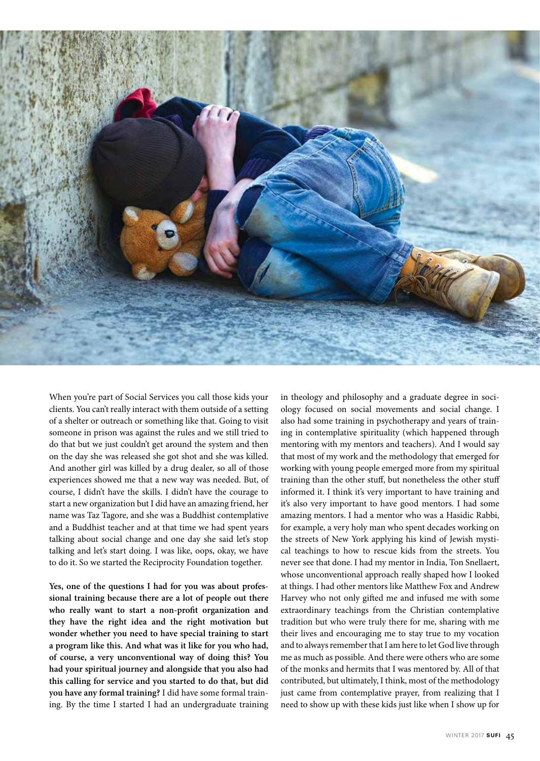When you're part of Social Services you call those kids your clients. You can't really interact with them outside of a setting of a shelter or outreach or something like that. Going to visit someone in prison was against the rules and we still tried to do that but we just couldn't get around the system and then on the day she was released she got shot and she was killed. And another girl was killed by a drug dealer, so all of those experiences showed me that a new way was needed. But, of course, I didn't have the skills. I didn't have the courage to start a new organization but I did have an amazing friend, her name was Taz Tagore, and she was a Buddhist contemplative and a Buddhist teacher and at that time we had spent years talking about social change and one day she said let's stop talking and let's start doing. I was like, oops, okay, we have to do it. So we started the Reciprocity Foundation together.

**Yes, one of the questions I had for you was about professional training because there are a lot of people out there who really want to start a non-profit organization and they have the right idea and the right motivation but wonder whether you need to have special training to start a program like this. And what was it like for you who had, of course, a very unconventional way of doing this? You had your spiritual journey and alongside that you also had this calling for service and you started to do that, but did you have any formal training?** I did have some formal training. By the time I started I had an undergraduate training in theology and philosophy and a graduate degree in sociology focused on social movements and social change. I also had some training in psychotherapy and years of training in contemplative spirituality (which happened through mentoring with my mentors and teachers). And I would say that most of my work and the methodology that emerged for working with young people emerged more from my spiritual training than the other stuff, but nonetheless the other stuff informed it. I think it's very important to have training and it's also very important to have good mentors. I had some amazing mentors. I had a mentor who was a Hasidic Rabbi, for example, a very holy man who spent decades working on the streets of New York applying his kind of Jewish mystical teachings to how to rescue kids from the streets. You never see that done. I had my mentor in India, Ton Snellaert, whose unconventional approach really shaped how I looked at things. I had other mentors like Matthew Fox and Andrew Harvey who not only gifted me and infused me with some extraordinary teachings from the Christian contemplative tradition but who were truly there for me, sharing with me their lives and encouraging me to stay true to my vocation and to always remember that I am here to let God live through me as much as possible. And there were others who are some of the monks and hermits that I was mentored by. All of that contributed, but ultimately, I think, most of the methodology just came from contemplative prayer, from realizing that I need to show up with these kids just like when I show up for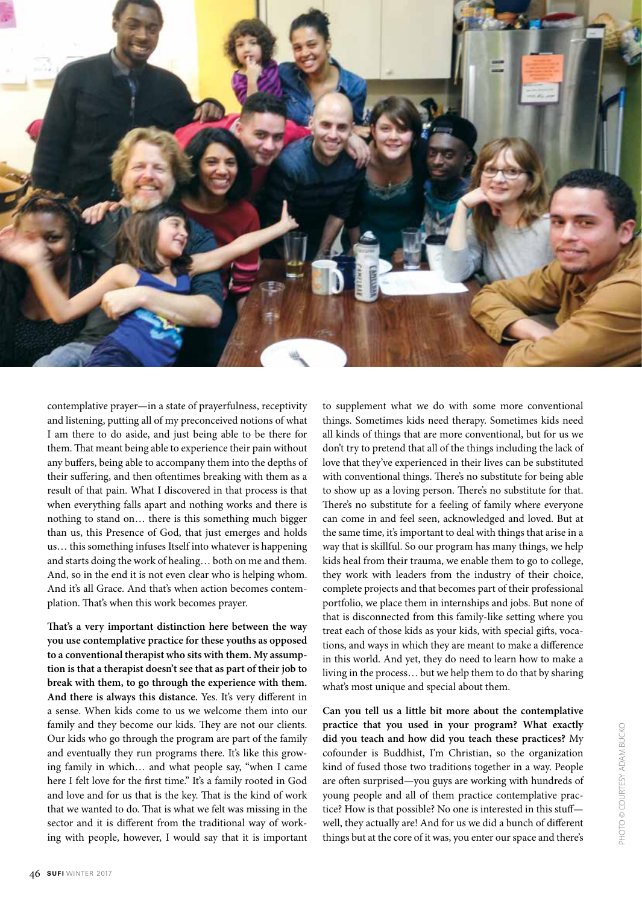contemplative prayer—in a state of prayerfulness, receptivity and listening, putting all of my preconceived notions of what I am there to do aside, and just being able to be there for them. That meant being able to experience their pain without any buffers, being able to accompany them into the depths of their suffering, and then oftentimes breaking with them as a result of that pain. What I discovered in that process is that when everything falls apart and nothing works and there is nothing to stand on… there is this something much bigger than us, this Presence of God, that just emerges and holds us… this something infuses Itself into whatever is happening and starts doing the work of healing… both on me and them. And, so in the end it is not even clear who is helping whom. And it's all Grace. And that's when action becomes contemplation. That's when this work becomes prayer.

**That's a very important distinction here between the way you use contemplative practice for these youths as opposed to a conventional therapist who sits with them. My assumption is that a therapist doesn't see that as part of their job to break with them, to go through the experience with them. And there is always this distance.** Yes. It's very different in a sense. When kids come to us we welcome them into our family and they become our kids. They are not our clients. Our kids who go through the program are part of the family and eventually they run programs there. It's like this growing family in which… and what people say, "when I came here I felt love for the first time." It's a family rooted in God and love and for us that is the key. That is the kind of work that we wanted to do. That is what we felt was missing in the sector and it is different from the traditional way of working with people, however, I would say that it is important to supplement what we do with some more conventional things. Sometimes kids need therapy. Sometimes kids need all kinds of things that are more conventional, but for us we don't try to pretend that all of the things including the lack of love that they've experienced in their lives can be substituted with conventional things. There's no substitute for being able to show up as a loving person. There's no substitute for that. There's no substitute for a feeling of family where everyone can come in and feel seen, acknowledged and loved. But at the same time, it's important to deal with things that arise in a way that is skillful. So our program has many things, we help kids heal from their trauma, we enable them to go to college, they work with leaders from the industry of their choice, complete projects and that becomes part of their professional portfolio, we place them in internships and jobs. But none of that is disconnected from this family-like setting where you treat each of those kids as your kids, with special gifts, vocations, and ways in which they are meant to make a difference in this world. And yet, they do need to learn how to make a living in the process… but we help them to do that by sharing what's most unique and special about them.

**Can you tell us a little bit more about the contemplative practice that you used in your program? What exactly did you teach and how did you teach these practices?** My cofounder is Buddhist, I'm Christian, so the organization kind of fused those two traditions together in a way. People are often surprised—you guys are working with hundreds of young people and all of them practice contemplative practice? How is that possible? No one is interested in this stuff—well, they actually are! And for us we did a bunch of different things but at the core of it was, you enter our space and there's

PHOTO © COURTESY ADAM BUCKO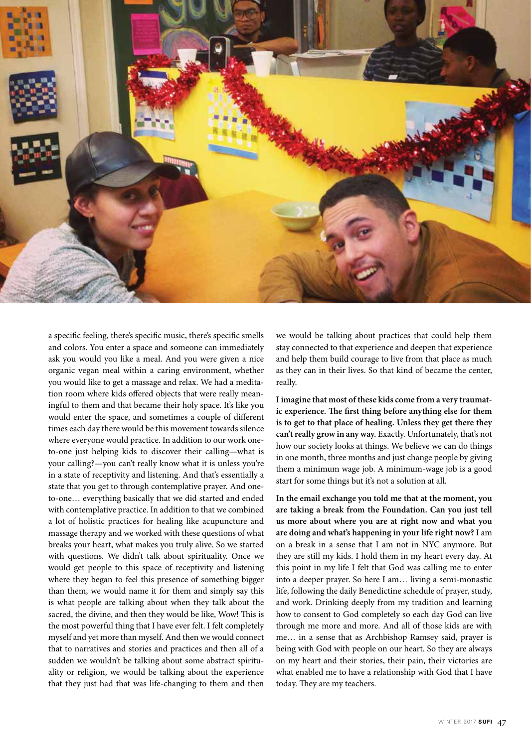a specific feeling, there's specific music, there's specific smells and colors. You enter a space and someone can immediately ask you would you like a meal. And you were given a nice organic vegan meal within a caring environment, whether you would like to get a massage and relax. We had a meditation room where kids offered objects that were really meaningful to them and that became their holy space. It's like you would enter the space, and sometimes a couple of different times each day there would be this movement towards silence where everyone would practice. In addition to our work one-to-one just helping kids to discover their calling—what is your calling?—you can't really know what it is unless you're in a state of receptivity and listening. And that's essentially a state that you get to through contemplative prayer. And one-to-one… everything basically that we did started and ended with contemplative practice. In addition to that we combined a lot of holistic practices for healing like acupuncture and massage therapy and we worked with these questions of what breaks your heart, what makes you truly alive. So we started with questions. We didn't talk about spirituality. Once we would get people to this space of receptivity and listening where they began to feel this presence of something bigger than them, we would name it for them and simply say this is what people are talking about when they talk about the sacred, the divine, and then they would be like, Wow! This is the most powerful thing that I have ever felt. I felt completely myself and yet more than myself. And then we would connect that to narratives and stories and practices and then all of a sudden we wouldn't be talking about some abstract spirituality or religion, we would be talking about the experience that they just had that was life-changing to them and then we would be talking about practices that could help them stay connected to that experience and deepen that experience and help them build courage to live from that place as much as they can in their lives. So that kind of became the center, really.

**I imagine that most of these kids come from a very traumatic experience. The first thing before anything else for them is to get to that place of healing. Unless they get there they can't really grow in any way.** Exactly. Unfortunately, that's not how our society looks at things. We believe we can do things in one month, three months and just change people by giving them a minimum wage job. A minimum-wage job is a good start for some things but it's not a solution at all.

**In the email exchange you told me that at the moment, you are taking a break from the Foundation. Can you just tell us more about where you are at right now and what you are doing and what's happening in your life right now?** I am on a break in a sense that I am not in NYC anymore. But they are still my kids. I hold them in my heart every day. At this point in my life I felt that God was calling me to enter into a deeper prayer. So here I am… living a semi-monastic life, following the daily Benedictine schedule of prayer, study, and work. Drinking deeply from my tradition and learning how to consent to God completely so each day God can live through me more and more. And all of those kids are with me… in a sense that as Archbishop Ramsey said, prayer is being with God with people on our heart. So they are always on my heart and their stories, their pain, their victories are what enabled me to have a relationship with God that I have today. They are my teachers.